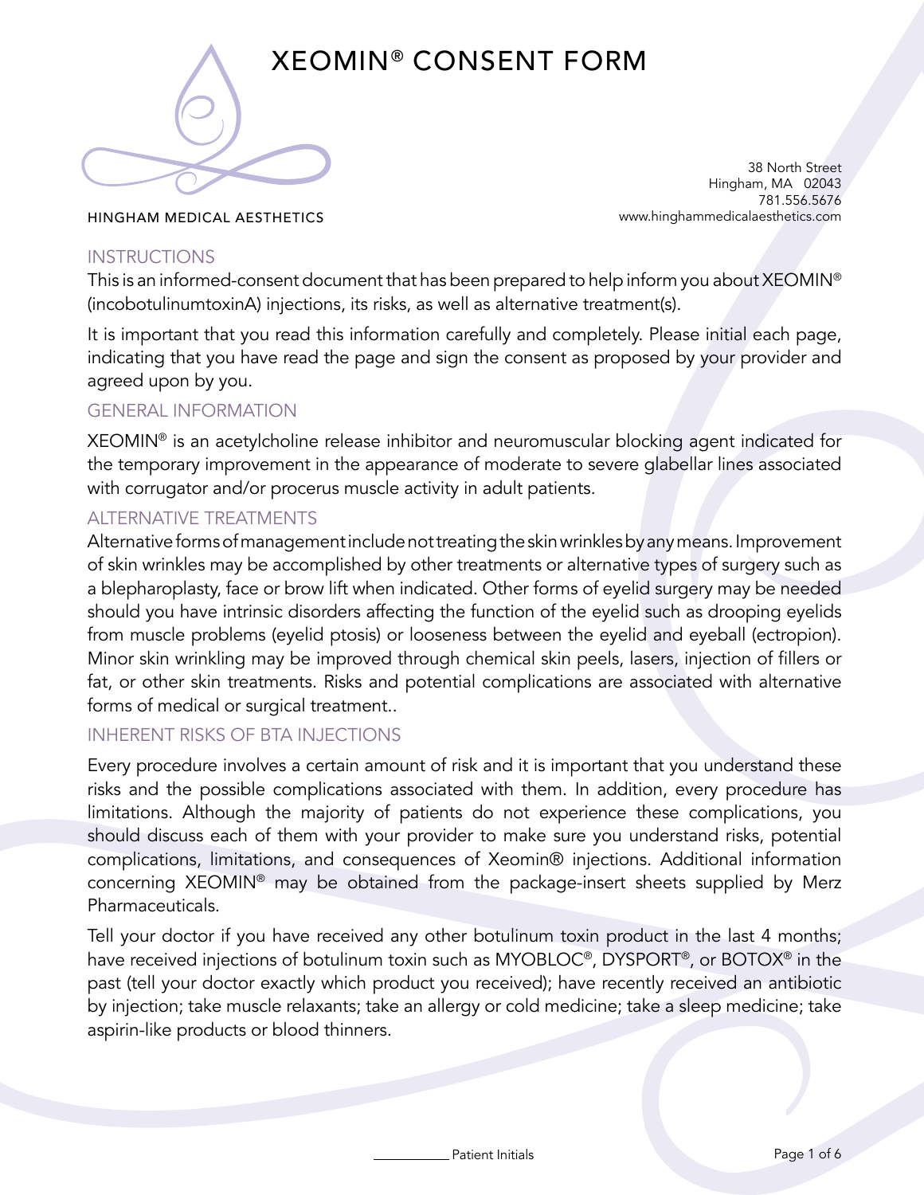# XEOMIN® CONSENT FORM

HINGHAM MEDICAL AESTHETICS

38 North Street
Hingham, MA 02043
781.556.5676
www.hinghammedicalaesthetics.com

## INSTRUCTIONS

This is an informed-consent document that has been prepared to help inform you about XEOMIN® (incobotulinumtoxinA) injections, its risks, as well as alternative treatment(s).

It is important that you read this information carefully and completely. Please initial each page, indicating that you have read the page and sign the consent as proposed by your provider and agreed upon by you.

## GENERAL INFORMATION

XEOMIN® is an acetylcholine release inhibitor and neuromuscular blocking agent indicated for the temporary improvement in the appearance of moderate to severe glabellar lines associated with corrugator and/or procerus muscle activity in adult patients.

## ALTERNATIVE TREATMENTS

Alternative forms of management include not treating the skin wrinkles by any means. Improvement of skin wrinkles may be accomplished by other treatments or alternative types of surgery such as a blepharoplasty, face or brow lift when indicated. Other forms of eyelid surgery may be needed should you have intrinsic disorders affecting the function of the eyelid such as drooping eyelids from muscle problems (eyelid ptosis) or looseness between the eyelid and eyeball (ectropion). Minor skin wrinkling may be improved through chemical skin peels, lasers, injection of fillers or fat, or other skin treatments. Risks and potential complications are associated with alternative forms of medical or surgical treatment..

## INHERENT RISKS OF BTA INJECTIONS

Every procedure involves a certain amount of risk and it is important that you understand these risks and the possible complications associated with them. In addition, every procedure has limitations. Although the majority of patients do not experience these complications, you should discuss each of them with your provider to make sure you understand risks, potential complications, limitations, and consequences of Xeomin® injections. Additional information concerning XEOMIN® may be obtained from the package-insert sheets supplied by Merz Pharmaceuticals.

Tell your doctor if you have received any other botulinum toxin product in the last 4 months; have received injections of botulinum toxin such as MYOBLOC®, DYSPORT®, or BOTOX® in the past (tell your doctor exactly which product you received); have recently received an antibiotic by injection; take muscle relaxants; take an allergy or cold medicine; take a sleep medicine; take aspirin-like products or blood thinners.

__________ Patient Initials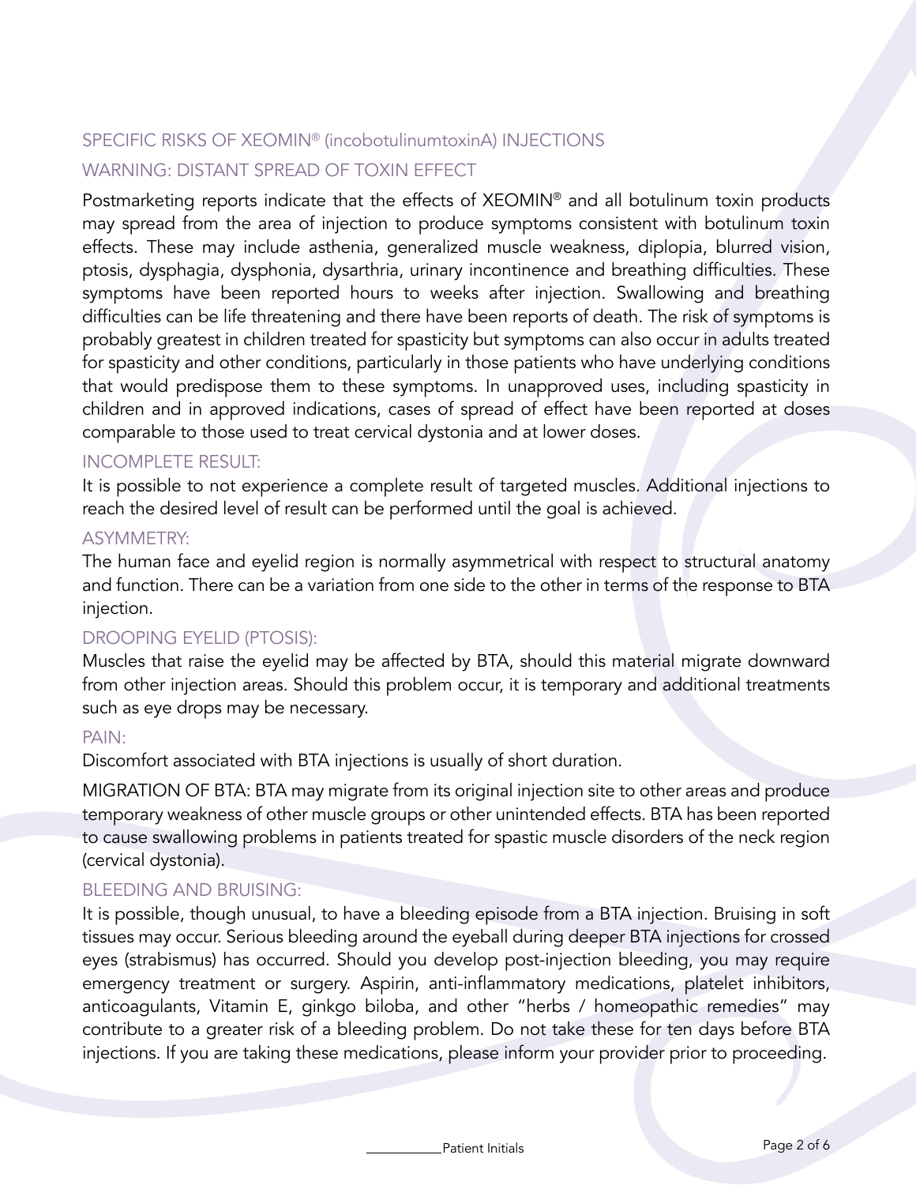## SPECIFIC RISKS OF XEOMIN® (incobotulinumtoxinA) INJECTIONS

### WARNING: DISTANT SPREAD OF TOXIN EFFECT

Postmarketing reports indicate that the effects of XEOMIN® and all botulinum toxin products may spread from the area of injection to produce symptoms consistent with botulinum toxin effects. These may include asthenia, generalized muscle weakness, diplopia, blurred vision, ptosis, dysphagia, dysphonia, dysarthria, urinary incontinence and breathing difficulties. These symptoms have been reported hours to weeks after injection. Swallowing and breathing difficulties can be life threatening and there have been reports of death. The risk of symptoms is probably greatest in children treated for spasticity but symptoms can also occur in adults treated for spasticity and other conditions, particularly in those patients who have underlying conditions that would predispose them to these symptoms. In unapproved uses, including spasticity in children and in approved indications, cases of spread of effect have been reported at doses comparable to those used to treat cervical dystonia and at lower doses.

### INCOMPLETE RESULT:

It is possible to not experience a complete result of targeted muscles. Additional injections to reach the desired level of result can be performed until the goal is achieved.

### ASYMMETRY:

The human face and eyelid region is normally asymmetrical with respect to structural anatomy and function. There can be a variation from one side to the other in terms of the response to BTA injection.

### DROOPING EYELID (PTOSIS):

Muscles that raise the eyelid may be affected by BTA, should this material migrate downward from other injection areas. Should this problem occur, it is temporary and additional treatments such as eye drops may be necessary.

### PAIN:

Discomfort associated with BTA injections is usually of short duration.

MIGRATION OF BTA: BTA may migrate from its original injection site to other areas and produce temporary weakness of other muscle groups or other unintended effects. BTA has been reported to cause swallowing problems in patients treated for spastic muscle disorders of the neck region (cervical dystonia).

### BLEEDING AND BRUISING:

It is possible, though unusual, to have a bleeding episode from a BTA injection. Bruising in soft tissues may occur. Serious bleeding around the eyeball during deeper BTA injections for crossed eyes (strabismus) has occurred. Should you develop post-injection bleeding, you may require emergency treatment or surgery. Aspirin, anti-inflammatory medications, platelet inhibitors, anticoagulants, Vitamin E, ginkgo biloba, and other "herbs / homeopathic remedies" may contribute to a greater risk of a bleeding problem. Do not take these for ten days before BTA injections. If you are taking these medications, please inform your provider prior to proceeding.

__________Patient Initials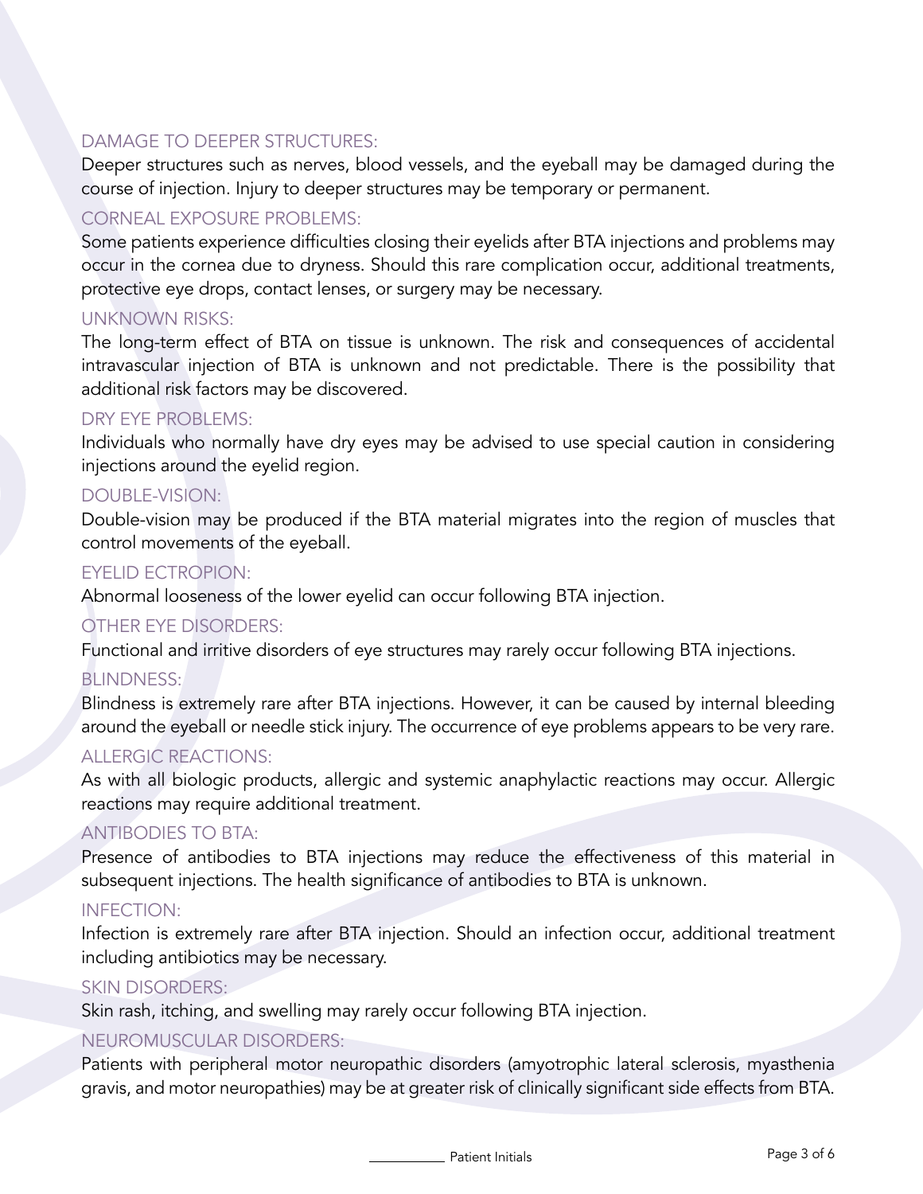### DAMAGE TO DEEPER STRUCTURES:

Deeper structures such as nerves, blood vessels, and the eyeball may be damaged during the course of injection. Injury to deeper structures may be temporary or permanent.

### CORNEAL EXPOSURE PROBLEMS:

Some patients experience difficulties closing their eyelids after BTA injections and problems may occur in the cornea due to dryness. Should this rare complication occur, additional treatments, protective eye drops, contact lenses, or surgery may be necessary.

### UNKNOWN RISKS:

The long-term effect of BTA on tissue is unknown. The risk and consequences of accidental intravascular injection of BTA is unknown and not predictable. There is the possibility that additional risk factors may be discovered.

### DRY EYE PROBLEMS:

Individuals who normally have dry eyes may be advised to use special caution in considering injections around the eyelid region.

### DOUBLE-VISION:

Double-vision may be produced if the BTA material migrates into the region of muscles that control movements of the eyeball.

### EYELID ECTROPION:

Abnormal looseness of the lower eyelid can occur following BTA injection.

### OTHER EYE DISORDERS:

Functional and irritive disorders of eye structures may rarely occur following BTA injections.

### BLINDNESS:

Blindness is extremely rare after BTA injections. However, it can be caused by internal bleeding around the eyeball or needle stick injury. The occurrence of eye problems appears to be very rare.

### ALLERGIC REACTIONS:

As with all biologic products, allergic and systemic anaphylactic reactions may occur. Allergic reactions may require additional treatment.

### ANTIBODIES TO BTA:

Presence of antibodies to BTA injections may reduce the effectiveness of this material in subsequent injections. The health significance of antibodies to BTA is unknown.

### INFECTION:

Infection is extremely rare after BTA injection. Should an infection occur, additional treatment including antibiotics may be necessary.

### SKIN DISORDERS:

Skin rash, itching, and swelling may rarely occur following BTA injection.

### NEUROMUSCULAR DISORDERS:

Patients with peripheral motor neuropathic disorders (amyotrophic lateral sclerosis, myasthenia gravis, and motor neuropathies) may be at greater risk of clinically significant side effects from BTA.

__________ Patient Initials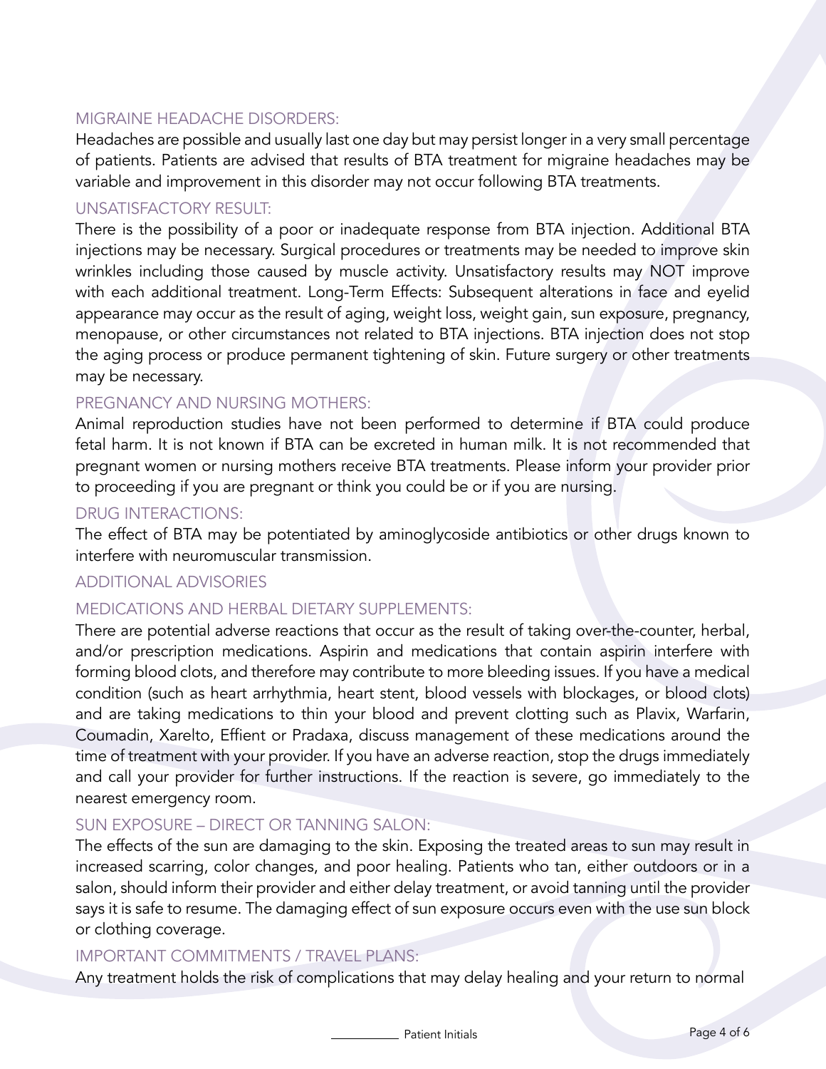### MIGRAINE HEADACHE DISORDERS:

Headaches are possible and usually last one day but may persist longer in a very small percentage of patients. Patients are advised that results of BTA treatment for migraine headaches may be variable and improvement in this disorder may not occur following BTA treatments.

### UNSATISFACTORY RESULT:

There is the possibility of a poor or inadequate response from BTA injection. Additional BTA injections may be necessary. Surgical procedures or treatments may be needed to improve skin wrinkles including those caused by muscle activity. Unsatisfactory results may NOT improve with each additional treatment. Long-Term Effects: Subsequent alterations in face and eyelid appearance may occur as the result of aging, weight loss, weight gain, sun exposure, pregnancy, menopause, or other circumstances not related to BTA injections. BTA injection does not stop the aging process or produce permanent tightening of skin. Future surgery or other treatments may be necessary.

### PREGNANCY AND NURSING MOTHERS:

Animal reproduction studies have not been performed to determine if BTA could produce fetal harm. It is not known if BTA can be excreted in human milk. It is not recommended that pregnant women or nursing mothers receive BTA treatments. Please inform your provider prior to proceeding if you are pregnant or think you could be or if you are nursing.

### DRUG INTERACTIONS:

The effect of BTA may be potentiated by aminoglycoside antibiotics or other drugs known to interfere with neuromuscular transmission.

### ADDITIONAL ADVISORIES

### MEDICATIONS AND HERBAL DIETARY SUPPLEMENTS:

There are potential adverse reactions that occur as the result of taking over-the-counter, herbal, and/or prescription medications. Aspirin and medications that contain aspirin interfere with forming blood clots, and therefore may contribute to more bleeding issues. If you have a medical condition (such as heart arrhythmia, heart stent, blood vessels with blockages, or blood clots) and are taking medications to thin your blood and prevent clotting such as Plavix, Warfarin, Coumadin, Xarelto, Effient or Pradaxa, discuss management of these medications around the time of treatment with your provider. If you have an adverse reaction, stop the drugs immediately and call your provider for further instructions. If the reaction is severe, go immediately to the nearest emergency room.

### SUN EXPOSURE – DIRECT OR TANNING SALON:

The effects of the sun are damaging to the skin. Exposing the treated areas to sun may result in increased scarring, color changes, and poor healing. Patients who tan, either outdoors or in a salon, should inform their provider and either delay treatment, or avoid tanning until the provider says it is safe to resume. The damaging effect of sun exposure occurs even with the use sun block or clothing coverage.

### IMPORTANT COMMITMENTS / TRAVEL PLANS:

Any treatment holds the risk of complications that may delay healing and your return to normal

__________ Patient Initials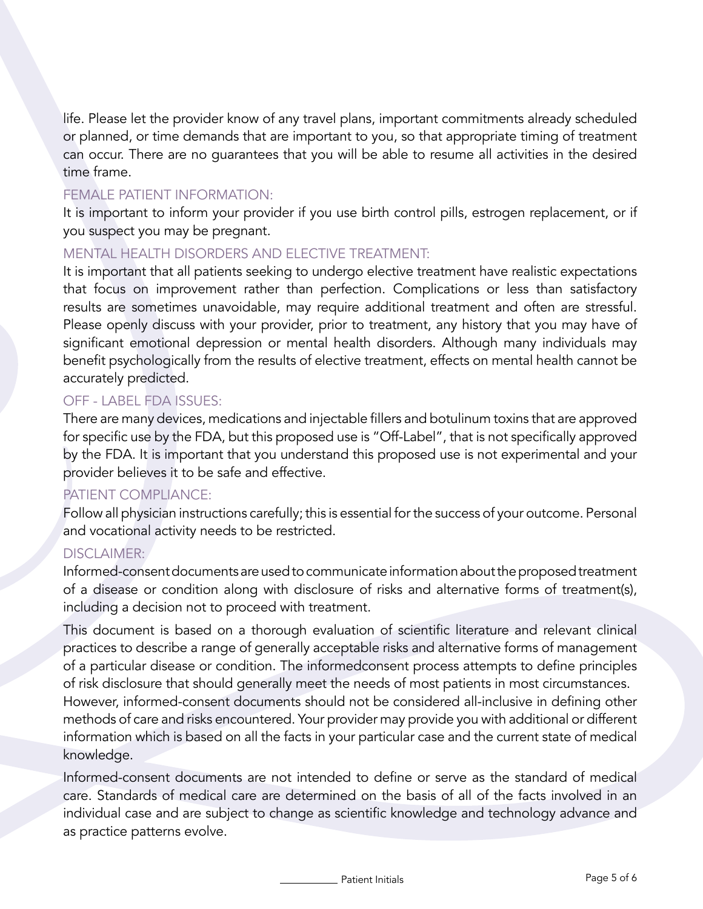life. Please let the provider know of any travel plans, important commitments already scheduled or planned, or time demands that are important to you, so that appropriate timing of treatment can occur. There are no guarantees that you will be able to resume all activities in the desired time frame.

### FEMALE PATIENT INFORMATION:

It is important to inform your provider if you use birth control pills, estrogen replacement, or if you suspect you may be pregnant.

### MENTAL HEALTH DISORDERS AND ELECTIVE TREATMENT:

It is important that all patients seeking to undergo elective treatment have realistic expectations that focus on improvement rather than perfection. Complications or less than satisfactory results are sometimes unavoidable, may require additional treatment and often are stressful. Please openly discuss with your provider, prior to treatment, any history that you may have of significant emotional depression or mental health disorders. Although many individuals may benefit psychologically from the results of elective treatment, effects on mental health cannot be accurately predicted.

### OFF - LABEL FDA ISSUES:

There are many devices, medications and injectable fillers and botulinum toxins that are approved for specific use by the FDA, but this proposed use is "Off-Label", that is not specifically approved by the FDA. It is important that you understand this proposed use is not experimental and your provider believes it to be safe and effective.

### PATIENT COMPLIANCE:

Follow all physician instructions carefully; this is essential for the success of your outcome. Personal and vocational activity needs to be restricted.

### DISCLAIMER:

Informed-consent documents are used to communicate information about the proposed treatment of a disease or condition along with disclosure of risks and alternative forms of treatment(s), including a decision not to proceed with treatment.

This document is based on a thorough evaluation of scientific literature and relevant clinical practices to describe a range of generally acceptable risks and alternative forms of management of a particular disease or condition. The informedconsent process attempts to define principles of risk disclosure that should generally meet the needs of most patients in most circumstances. However, informed-consent documents should not be considered all-inclusive in defining other methods of care and risks encountered. Your provider may provide you with additional or different information which is based on all the facts in your particular case and the current state of medical knowledge.

Informed-consent documents are not intended to define or serve as the standard of medical care. Standards of medical care are determined on the basis of all of the facts involved in an individual case and are subject to change as scientific knowledge and technology advance and as practice patterns evolve.

__________ Patient Initials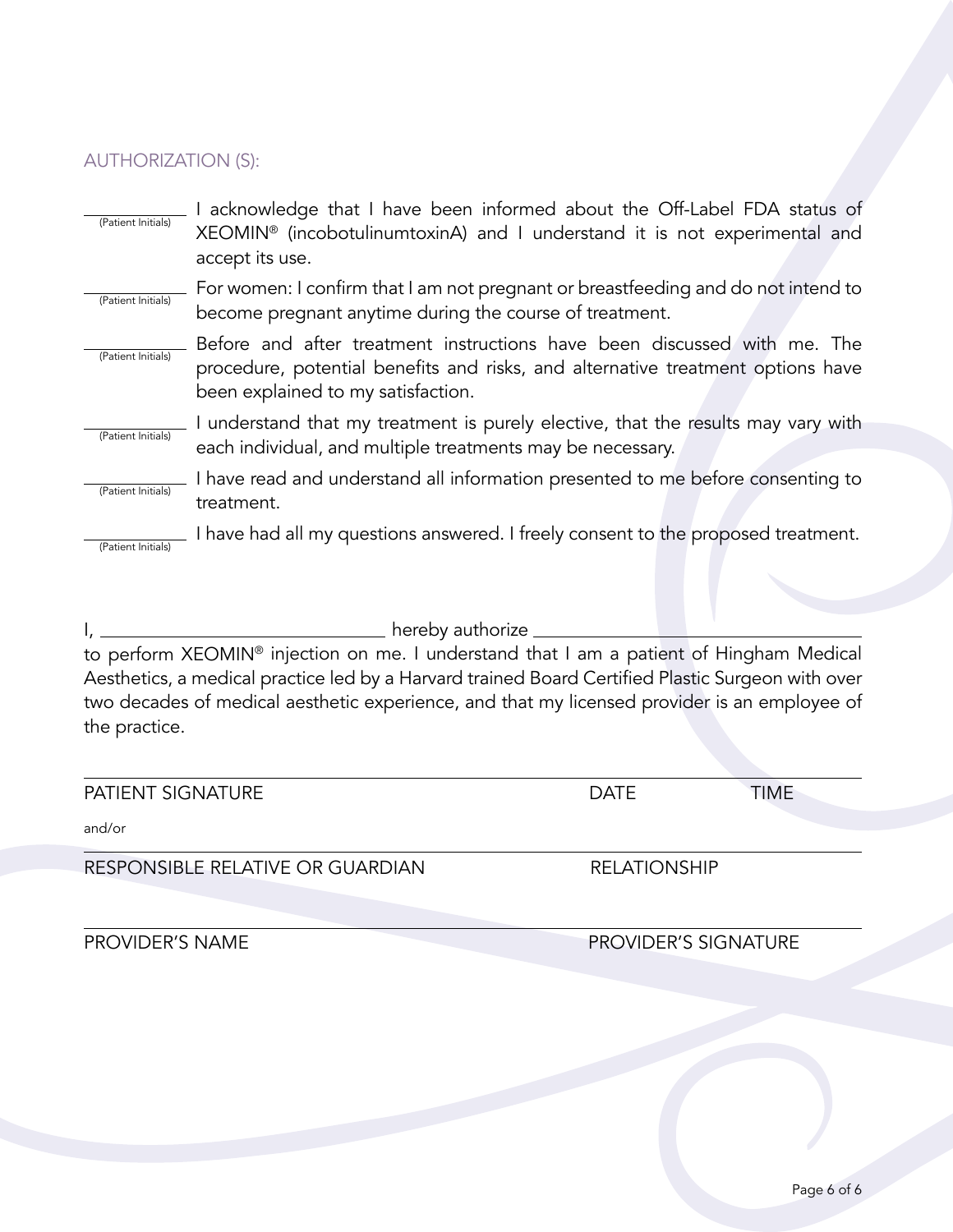## AUTHORIZATION (S):

\_\_\_\_\_\_\_\_ (Patient Initials) I acknowledge that I have been informed about the Off-Label FDA status of XEOMIN® (incobotulinumtoxinA) and I understand it is not experimental and accept its use.

\_\_\_\_\_\_\_\_ (Patient Initials) For women: I confirm that I am not pregnant or breastfeeding and do not intend to become pregnant anytime during the course of treatment.

\_\_\_\_\_\_\_\_ (Patient Initials) Before and after treatment instructions have been discussed with me. The procedure, potential benefits and risks, and alternative treatment options have been explained to my satisfaction.

\_\_\_\_\_\_\_\_ (Patient Initials) I understand that my treatment is purely elective, that the results may vary with each individual, and multiple treatments may be necessary.

\_\_\_\_\_\_\_\_ (Patient Initials) I have read and understand all information presented to me before consenting to treatment.

\_\_\_\_\_\_\_\_ (Patient Initials) I have had all my questions answered. I freely consent to the proposed treatment.

I, \_\_\_\_\_\_\_\_\_\_\_\_\_\_\_\_\_\_\_\_ hereby authorize \_\_\_\_\_\_\_\_\_\_\_\_\_\_\_\_\_\_\_\_ to perform XEOMIN® injection on me. I understand that I am a patient of Hingham Medical Aesthetics, a medical practice led by a Harvard trained Board Certified Plastic Surgeon with over two decades of medical aesthetic experience, and that my licensed provider is an employee of the practice.

\_\_\_\_\_\_\_\_\_\_\_\_\_\_\_\_\_\_\_\_\_\_\_\_\_\_\_\_\_\_\_\_\_\_\_\_\_\_\_\_

PATIENT SIGNATURE DATE TIME

and/or

\_\_\_\_\_\_\_\_\_\_\_\_\_\_\_\_\_\_\_\_\_\_\_\_\_\_\_\_\_\_\_\_\_\_\_\_\_\_\_\_

RESPONSIBLE RELATIVE OR GUARDIAN RELATIONSHIP

\_\_\_\_\_\_\_\_\_\_\_\_\_\_\_\_\_\_\_\_\_\_\_\_\_\_\_\_\_\_\_\_\_\_\_\_\_\_\_\_

PROVIDER'S NAME PROVIDER'S SIGNATURE